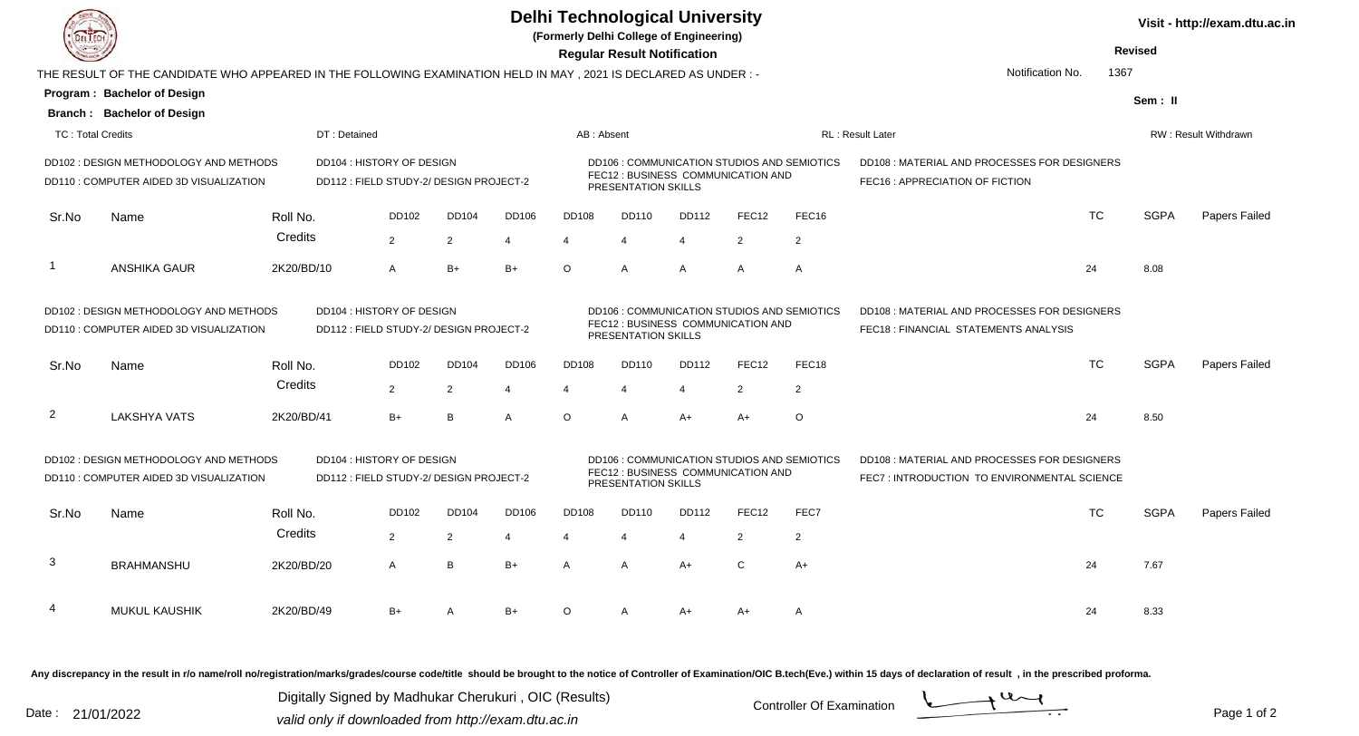# Delhi Technological University

(Formerly Delhi College of Engineering)

**Regular Result Notification**

Visit - http://exam.dtu.ac.in

**Revised**

THE RESULT OF THE CANDIDATE WHO APPEARED IN THE FOLLOWING EXAMINATION HELD IN MAY , 2021 IS DECLARED AS UNDER : -

Notification No. 1367

**Program : Bachelor of Design**

**Branch : Bachelor of Design**

**Sem : II**

TC : Total Credits | DT : Detained | AB : Absent | RL : Result Later | RW : Result Withdrawn

DD102 : DESIGN METHODOLOGY AND METHODS
DD104 : HISTORY OF DESIGN
DD106 : COMMUNICATION STUDIES AND SEMIOTICS
DD108 : MATERIAL AND PROCESSES FOR DESIGNERS
DD110 : COMPUTER AIDED 3D VISUALIZATION
DD112 : FIELD STUDY-2/ DESIGN PROJECT-2
FEC12 : BUSINESS COMMUNICATION AND PRESENTATION SKILLS
FEC16 : APPRECIATION OF FICTION

| Sr.No | Name | Roll No. | DD102 | DD104 | DD106 | DD108 | DD110 | DD112 | FEC12 | FEC16 | TC | SGPA | Papers Failed |
|---|---|---|---|---|---|---|---|---|---|---|---|---|---|
| | | Credits | 2 | 2 | 4 | 4 | 4 | 4 | 2 | 2 | | | |
| 1 | ANSHIKA GAUR | 2K20/BD/10 | A | B+ | B+ | O | A | A | A | A | 24 | 8.08 | |

DD102 : DESIGN METHODOLOGY AND METHODS
DD104 : HISTORY OF DESIGN
DD106 : COMMUNICATION STUDIES AND SEMIOTICS
DD108 : MATERIAL AND PROCESSES FOR DESIGNERS
DD110 : COMPUTER AIDED 3D VISUALIZATION
DD112 : FIELD STUDY-2/ DESIGN PROJECT-2
FEC12 : BUSINESS COMMUNICATION AND PRESENTATION SKILLS
FEC18 : FINANCIAL STATEMENTS ANALYSIS

| Sr.No | Name | Roll No. | DD102 | DD104 | DD106 | DD108 | DD110 | DD112 | FEC12 | FEC18 | TC | SGPA | Papers Failed |
|---|---|---|---|---|---|---|---|---|---|---|---|---|---|
| | | Credits | 2 | 2 | 4 | 4 | 4 | 4 | 2 | 2 | | | |
| 2 | LAKSHYA VATS | 2K20/BD/41 | B+ | B | A | O | A | A+ | A+ | O | 24 | 8.50 | |

DD102 : DESIGN METHODOLOGY AND METHODS
DD104 : HISTORY OF DESIGN
DD106 : COMMUNICATION STUDIES AND SEMIOTICS
DD108 : MATERIAL AND PROCESSES FOR DESIGNERS
DD110 : COMPUTER AIDED 3D VISUALIZATION
DD112 : FIELD STUDY-2/ DESIGN PROJECT-2
FEC12 : BUSINESS COMMUNICATION AND PRESENTATION SKILLS
FEC7 : INTRODUCTION TO ENVIRONMENTAL SCIENCE

| Sr.No | Name | Roll No. | DD102 | DD104 | DD106 | DD108 | DD110 | DD112 | FEC12 | FEC7 | TC | SGPA | Papers Failed |
|---|---|---|---|---|---|---|---|---|---|---|---|---|---|
| | | Credits | 2 | 2 | 4 | 4 | 4 | 4 | 2 | 2 | | | |
| 3 | BRAHMANSHU | 2K20/BD/20 | A | B | B+ | A | A | A+ | C | A+ | 24 | 7.67 | |
| 4 | MUKUL KAUSHIK | 2K20/BD/49 | B+ | A | B+ | O | A | A+ | A+ | A | 24 | 8.33 | |

Any discrepancy in the result in r/o name/roll no/registration/marks/grades/course code/title should be brought to the notice of Controller of Examination/OIC B.tech(Eve.) within 15 days of declaration of result , in the prescribed proforma.

Date : 21/01/2022

Digitally Signed by Madhukar Cherukuri , OIC (Results)
*valid only if downloaded from http://exam.dtu.ac.in*

Controller Of Examination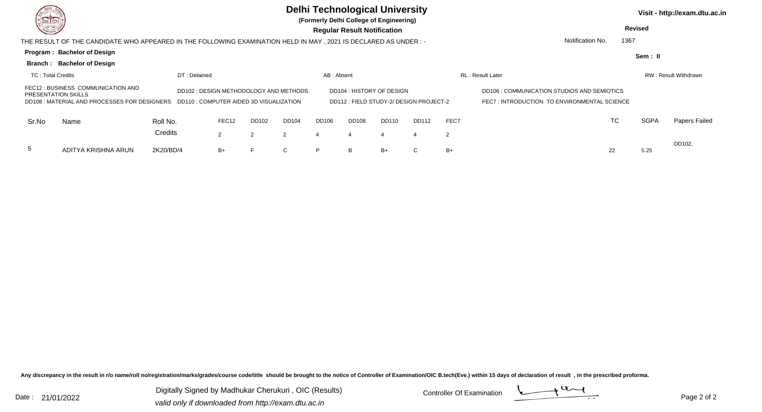# Delhi Technological University

**(Formerly Delhi College of Engineering)**

**Regular Result Notification**

Visit - http://exam.dtu.ac.in

**Revised**

THE RESULT OF THE CANDIDATE WHO APPEARED IN THE FOLLOWING EXAMINATION HELD IN MAY , 2021 IS DECLARED AS UNDER : -

Notification No. 1367

**Program : Bachelor of Design**

**Sem : II**

**Branch : Bachelor of Design**

TC : Total Credits | DT : Detained | AB : Absent | RL : Result Later | RW : Result Withdrawn

FEC12 : BUSINESS COMMUNICATION AND PRESENTATION SKILLS
DD102 : DESIGN METHODOLOGY AND METHODS
DD104 : HISTORY OF DESIGN
DD106 : COMMUNICATION STUDIOS AND SEMIOTICS
DD108 : MATERIAL AND PROCESSES FOR DESIGNERS
DD110 : COMPUTER AIDED 3D VISUALIZATION
DD112 : FIELD STUDY-2/ DESIGN PROJECT-2
FEC7 : INTRODUCTION TO ENVIRONMENTAL SCIENCE

| Sr.No | Name | Roll No. | FEC12 | DD102 | DD104 | DD106 | DD108 | DD110 | DD112 | FEC7 | TC | SGPA | Papers Failed |
|---|---|---|---|---|---|---|---|---|---|---|---|---|---|
| | | Credits | 2 | 2 | 2 | 4 | 4 | 4 | 4 | 2 | | | |
| 5 | ADITYA KRISHNA ARUN | 2K20/BD/4 | B+ | F | C | P | B | B+ | C | B+ | 22 | 5.25 | DD102, |

Any discrepancy in the result in r/o name/roll no/registration/marks/grades/course code/title should be brought to the notice of Controller of Examination/OIC B.tech(Eve.) within 15 days of declaration of result , in the prescribed proforma.

Date : 21/01/2022

Digitally Signed by Madhukar Cherukuri , OIC (Results)
*valid only if downloaded from http://exam.dtu.ac.in*

Controller Of Examination